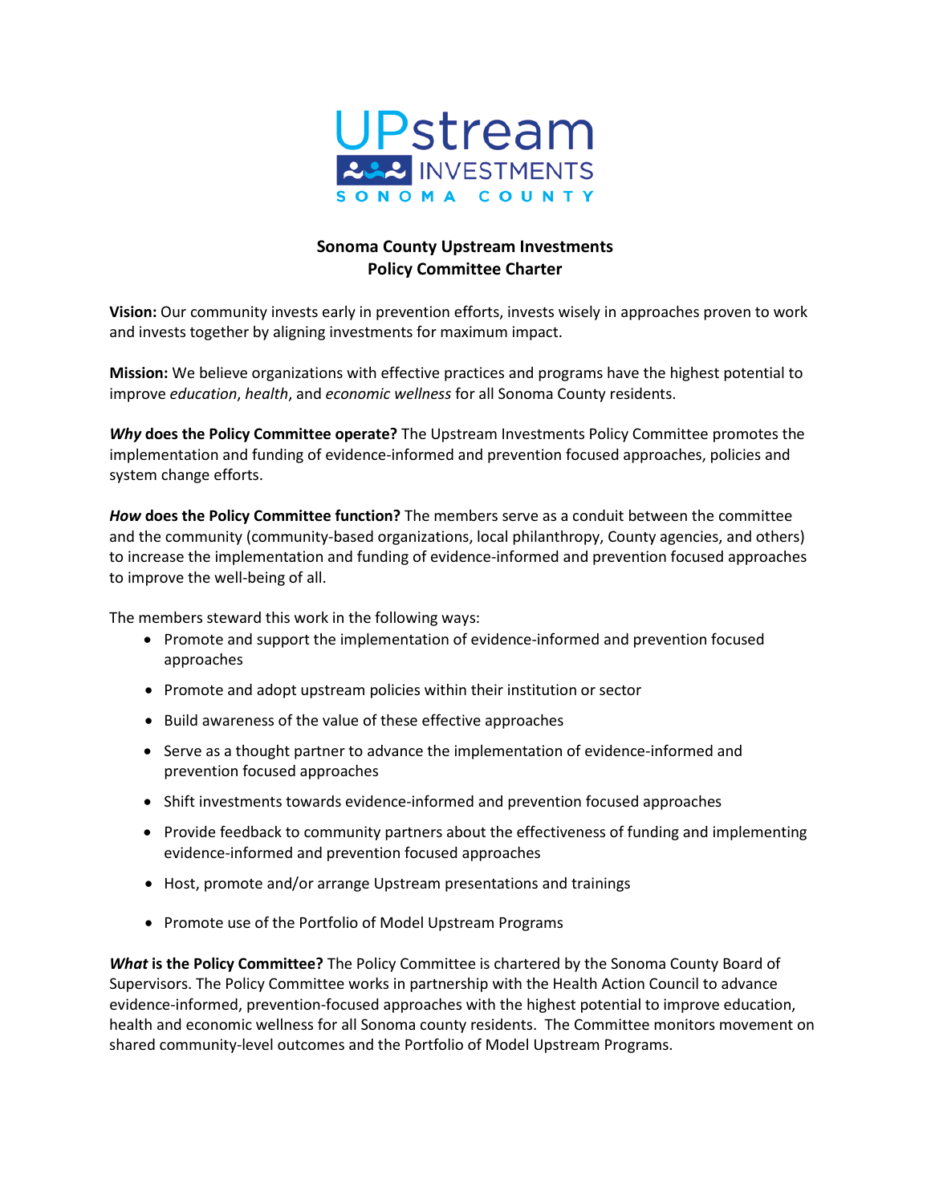UPstream INVESTMENTS SONOMA COUNTY

## Sonoma County Upstream Investments
## Policy Committee Charter

**Vision:** Our community invests early in prevention efforts, invests wisely in approaches proven to work and invests together by aligning investments for maximum impact.

**Mission:** We believe organizations with effective practices and programs have the highest potential to improve *education*, *health*, and *economic wellness* for all Sonoma County residents.

***Why* does the Policy Committee operate?** The Upstream Investments Policy Committee promotes the implementation and funding of evidence-informed and prevention focused approaches, policies and system change efforts.

***How* does the Policy Committee function?** The members serve as a conduit between the committee and the community (community-based organizations, local philanthropy, County agencies, and others) to increase the implementation and funding of evidence-informed and prevention focused approaches to improve the well-being of all.

The members steward this work in the following ways:

- Promote and support the implementation of evidence-informed and prevention focused approaches
- Promote and adopt upstream policies within their institution or sector
- Build awareness of the value of these effective approaches
- Serve as a thought partner to advance the implementation of evidence-informed and prevention focused approaches
- Shift investments towards evidence-informed and prevention focused approaches
- Provide feedback to community partners about the effectiveness of funding and implementing evidence-informed and prevention focused approaches
- Host, promote and/or arrange Upstream presentations and trainings
- Promote use of the Portfolio of Model Upstream Programs

***What* is the Policy Committee?** The Policy Committee is chartered by the Sonoma County Board of Supervisors. The Policy Committee works in partnership with the Health Action Council to advance evidence-informed, prevention-focused approaches with the highest potential to improve education, health and economic wellness for all Sonoma county residents. The Committee monitors movement on shared community-level outcomes and the Portfolio of Model Upstream Programs.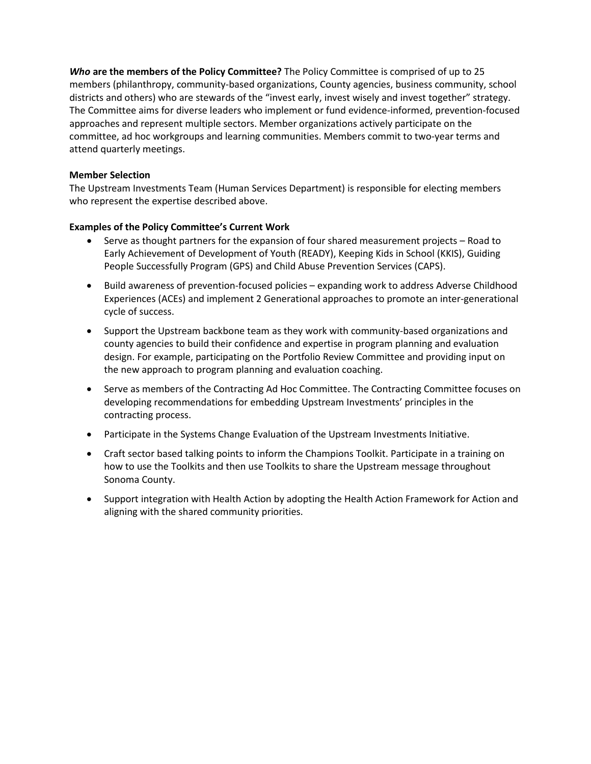***Who* are the members of the Policy Committee?** The Policy Committee is comprised of up to 25 members (philanthropy, community-based organizations, County agencies, business community, school districts and others) who are stewards of the "invest early, invest wisely and invest together" strategy. The Committee aims for diverse leaders who implement or fund evidence-informed, prevention-focused approaches and represent multiple sectors. Member organizations actively participate on the committee, ad hoc workgroups and learning communities. Members commit to two-year terms and attend quarterly meetings.

**Member Selection**

The Upstream Investments Team (Human Services Department) is responsible for electing members who represent the expertise described above.

**Examples of the Policy Committee's Current Work**

- Serve as thought partners for the expansion of four shared measurement projects – Road to Early Achievement of Development of Youth (READY), Keeping Kids in School (KKIS), Guiding People Successfully Program (GPS) and Child Abuse Prevention Services (CAPS).
- Build awareness of prevention-focused policies – expanding work to address Adverse Childhood Experiences (ACEs) and implement 2 Generational approaches to promote an inter-generational cycle of success.
- Support the Upstream backbone team as they work with community-based organizations and county agencies to build their confidence and expertise in program planning and evaluation design. For example, participating on the Portfolio Review Committee and providing input on the new approach to program planning and evaluation coaching.
- Serve as members of the Contracting Ad Hoc Committee. The Contracting Committee focuses on developing recommendations for embedding Upstream Investments' principles in the contracting process.
- Participate in the Systems Change Evaluation of the Upstream Investments Initiative.
- Craft sector based talking points to inform the Champions Toolkit. Participate in a training on how to use the Toolkits and then use Toolkits to share the Upstream message throughout Sonoma County.
- Support integration with Health Action by adopting the Health Action Framework for Action and aligning with the shared community priorities.